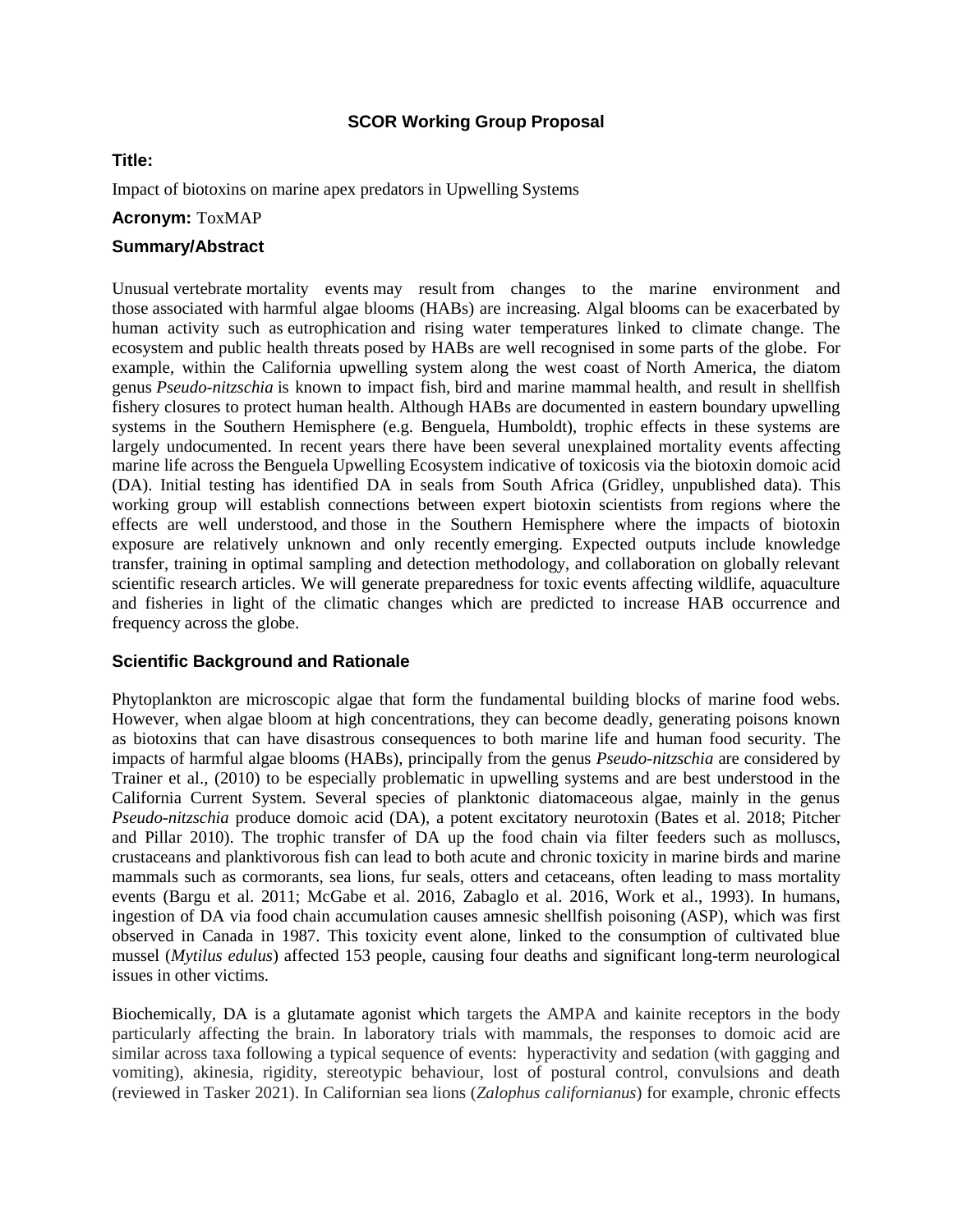**SCOR Working Group Proposal**

## Title:

Impact of biotoxins on marine apex predators in Upwelling Systems

**Acronym:** ToxMAP

## Summary/Abstract

Unusual vertebrate mortality events may result from changes to the marine environment and those associated with harmful algae blooms (HABs) are increasing. Algal blooms can be exacerbated by human activity such as eutrophication and rising water temperatures linked to climate change. The ecosystem and public health threats posed by HABs are well recognised in some parts of the globe. For example, within the California upwelling system along the west coast of North America, the diatom genus *Pseudo-nitzschia* is known to impact fish, bird and marine mammal health, and result in shellfish fishery closures to protect human health. Although HABs are documented in eastern boundary upwelling systems in the Southern Hemisphere (e.g. Benguela, Humboldt), trophic effects in these systems are largely undocumented. In recent years there have been several unexplained mortality events affecting marine life across the Benguela Upwelling Ecosystem indicative of toxicosis via the biotoxin domoic acid (DA). Initial testing has identified DA in seals from South Africa (Gridley, unpublished data). This working group will establish connections between expert biotoxin scientists from regions where the effects are well understood, and those in the Southern Hemisphere where the impacts of biotoxin exposure are relatively unknown and only recently emerging. Expected outputs include knowledge transfer, training in optimal sampling and detection methodology, and collaboration on globally relevant scientific research articles. We will generate preparedness for toxic events affecting wildlife, aquaculture and fisheries in light of the climatic changes which are predicted to increase HAB occurrence and frequency across the globe.

## Scientific Background and Rationale

Phytoplankton are microscopic algae that form the fundamental building blocks of marine food webs. However, when algae bloom at high concentrations, they can become deadly, generating poisons known as biotoxins that can have disastrous consequences to both marine life and human food security. The impacts of harmful algae blooms (HABs), principally from the genus *Pseudo-nitzschia* are considered by Trainer et al., (2010) to be especially problematic in upwelling systems and are best understood in the California Current System. Several species of planktonic diatomaceous algae, mainly in the genus *Pseudo-nitzschia* produce domoic acid (DA), a potent excitatory neurotoxin (Bates et al. 2018; Pitcher and Pillar 2010). The trophic transfer of DA up the food chain via filter feeders such as molluscs, crustaceans and planktivorous fish can lead to both acute and chronic toxicity in marine birds and marine mammals such as cormorants, sea lions, fur seals, otters and cetaceans, often leading to mass mortality events (Bargu et al. 2011; McGabe et al. 2016, Zabaglo et al. 2016, Work et al., 1993). In humans, ingestion of DA via food chain accumulation causes amnesic shellfish poisoning (ASP), which was first observed in Canada in 1987. This toxicity event alone, linked to the consumption of cultivated blue mussel (*Mytilus edulus*) affected 153 people, causing four deaths and significant long-term neurological issues in other victims.

Biochemically, DA is a glutamate agonist which targets the AMPA and kainite receptors in the body particularly affecting the brain. In laboratory trials with mammals, the responses to domoic acid are similar across taxa following a typical sequence of events: hyperactivity and sedation (with gagging and vomiting), akinesia, rigidity, stereotypic behaviour, lost of postural control, convulsions and death (reviewed in Tasker 2021). In Californian sea lions (*Zalophus californianus*) for example, chronic effects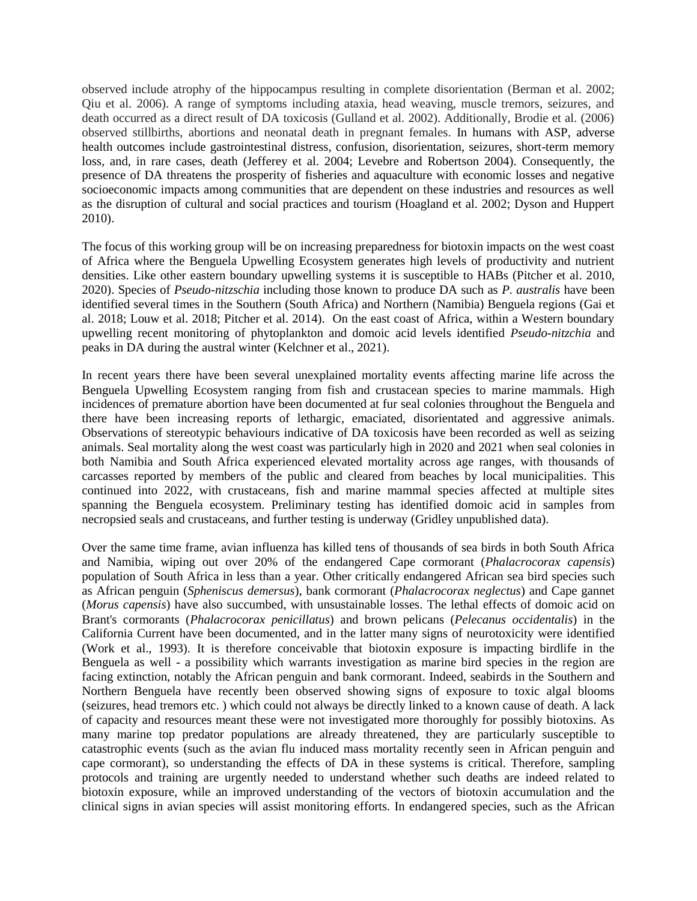observed include atrophy of the hippocampus resulting in complete disorientation (Berman et al. 2002; Qiu et al. 2006). A range of symptoms including ataxia, head weaving, muscle tremors, seizures, and death occurred as a direct result of DA toxicosis (Gulland et al. 2002). Additionally, Brodie et al. (2006) observed stillbirths, abortions and neonatal death in pregnant females. In humans with ASP, adverse health outcomes include gastrointestinal distress, confusion, disorientation, seizures, short-term memory loss, and, in rare cases, death (Jefferey et al. 2004; Levebre and Robertson 2004). Consequently, the presence of DA threatens the prosperity of fisheries and aquaculture with economic losses and negative socioeconomic impacts among communities that are dependent on these industries and resources as well as the disruption of cultural and social practices and tourism (Hoagland et al. 2002; Dyson and Huppert 2010).

The focus of this working group will be on increasing preparedness for biotoxin impacts on the west coast of Africa where the Benguela Upwelling Ecosystem generates high levels of productivity and nutrient densities. Like other eastern boundary upwelling systems it is susceptible to HABs (Pitcher et al. 2010, 2020). Species of *Pseudo-nitzschia* including those known to produce DA such as *P. australis* have been identified several times in the Southern (South Africa) and Northern (Namibia) Benguela regions (Gai et al. 2018; Louw et al. 2018; Pitcher et al. 2014). On the east coast of Africa, within a Western boundary upwelling recent monitoring of phytoplankton and domoic acid levels identified *Pseudo-nitzchia* and peaks in DA during the austral winter (Kelchner et al., 2021).

In recent years there have been several unexplained mortality events affecting marine life across the Benguela Upwelling Ecosystem ranging from fish and crustacean species to marine mammals. High incidences of premature abortion have been documented at fur seal colonies throughout the Benguela and there have been increasing reports of lethargic, emaciated, disorientated and aggressive animals. Observations of stereotypic behaviours indicative of DA toxicosis have been recorded as well as seizing animals. Seal mortality along the west coast was particularly high in 2020 and 2021 when seal colonies in both Namibia and South Africa experienced elevated mortality across age ranges, with thousands of carcasses reported by members of the public and cleared from beaches by local municipalities. This continued into 2022, with crustaceans, fish and marine mammal species affected at multiple sites spanning the Benguela ecosystem. Preliminary testing has identified domoic acid in samples from necropsied seals and crustaceans, and further testing is underway (Gridley unpublished data).

Over the same time frame, avian influenza has killed tens of thousands of sea birds in both South Africa and Namibia, wiping out over 20% of the endangered Cape cormorant (*Phalacrocorax capensis*) population of South Africa in less than a year. Other critically endangered African sea bird species such as African penguin (*Spheniscus demersus*), bank cormorant (*Phalacrocorax neglectus*) and Cape gannet (*Morus capensis*) have also succumbed, with unsustainable losses. The lethal effects of domoic acid on Brant's cormorants (*Phalacrocorax penicillatus*) and brown pelicans (*Pelecanus occidentalis*) in the California Current have been documented, and in the latter many signs of neurotoxicity were identified (Work et al., 1993). It is therefore conceivable that biotoxin exposure is impacting birdlife in the Benguela as well - a possibility which warrants investigation as marine bird species in the region are facing extinction, notably the African penguin and bank cormorant. Indeed, seabirds in the Southern and Northern Benguela have recently been observed showing signs of exposure to toxic algal blooms (seizures, head tremors etc. ) which could not always be directly linked to a known cause of death. A lack of capacity and resources meant these were not investigated more thoroughly for possibly biotoxins. As many marine top predator populations are already threatened, they are particularly susceptible to catastrophic events (such as the avian flu induced mass mortality recently seen in African penguin and cape cormorant), so understanding the effects of DA in these systems is critical. Therefore, sampling protocols and training are urgently needed to understand whether such deaths are indeed related to biotoxin exposure, while an improved understanding of the vectors of biotoxin accumulation and the clinical signs in avian species will assist monitoring efforts. In endangered species, such as the African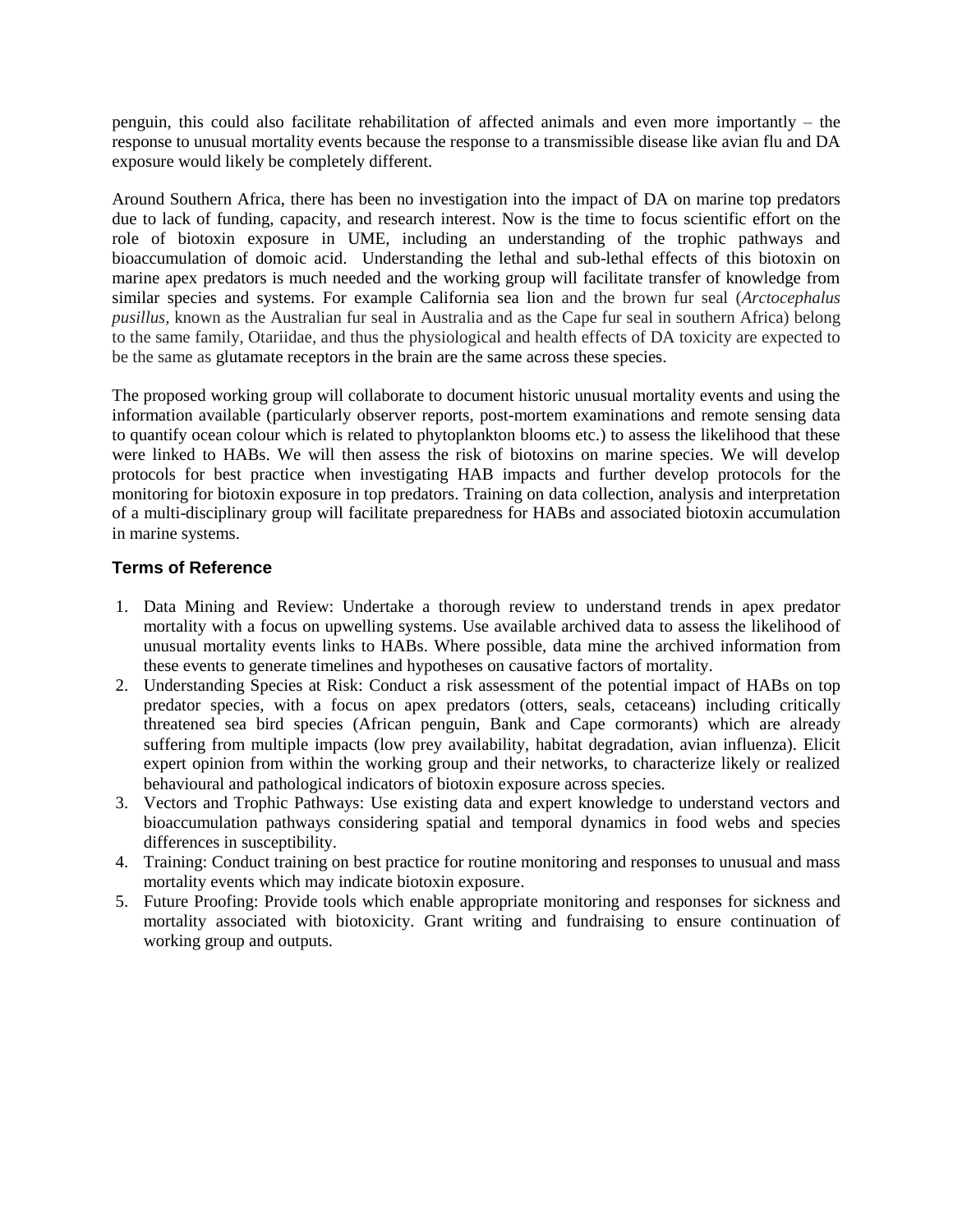penguin, this could also facilitate rehabilitation of affected animals and even more importantly – the response to unusual mortality events because the response to a transmissible disease like avian flu and DA exposure would likely be completely different.

Around Southern Africa, there has been no investigation into the impact of DA on marine top predators due to lack of funding, capacity, and research interest. Now is the time to focus scientific effort on the role of biotoxin exposure in UME, including an understanding of the trophic pathways and bioaccumulation of domoic acid. Understanding the lethal and sub-lethal effects of this biotoxin on marine apex predators is much needed and the working group will facilitate transfer of knowledge from similar species and systems. For example California sea lion and the brown fur seal (*Arctocephalus pusillus*, known as the Australian fur seal in Australia and as the Cape fur seal in southern Africa) belong to the same family, Otariidae, and thus the physiological and health effects of DA toxicity are expected to be the same as glutamate receptors in the brain are the same across these species.

The proposed working group will collaborate to document historic unusual mortality events and using the information available (particularly observer reports, post-mortem examinations and remote sensing data to quantify ocean colour which is related to phytoplankton blooms etc.) to assess the likelihood that these were linked to HABs. We will then assess the risk of biotoxins on marine species. We will develop protocols for best practice when investigating HAB impacts and further develop protocols for the monitoring for biotoxin exposure in top predators. Training on data collection, analysis and interpretation of a multi-disciplinary group will facilitate preparedness for HABs and associated biotoxin accumulation in marine systems.

## Terms of Reference

1. Data Mining and Review: Undertake a thorough review to understand trends in apex predator mortality with a focus on upwelling systems. Use available archived data to assess the likelihood of unusual mortality events links to HABs. Where possible, data mine the archived information from these events to generate timelines and hypotheses on causative factors of mortality.
2. Understanding Species at Risk: Conduct a risk assessment of the potential impact of HABs on top predator species, with a focus on apex predators (otters, seals, cetaceans) including critically threatened sea bird species (African penguin, Bank and Cape cormorants) which are already suffering from multiple impacts (low prey availability, habitat degradation, avian influenza). Elicit expert opinion from within the working group and their networks, to characterize likely or realized behavioural and pathological indicators of biotoxin exposure across species.
3. Vectors and Trophic Pathways: Use existing data and expert knowledge to understand vectors and bioaccumulation pathways considering spatial and temporal dynamics in food webs and species differences in susceptibility.
4. Training: Conduct training on best practice for routine monitoring and responses to unusual and mass mortality events which may indicate biotoxin exposure.
5. Future Proofing: Provide tools which enable appropriate monitoring and responses for sickness and mortality associated with biotoxicity. Grant writing and fundraising to ensure continuation of working group and outputs.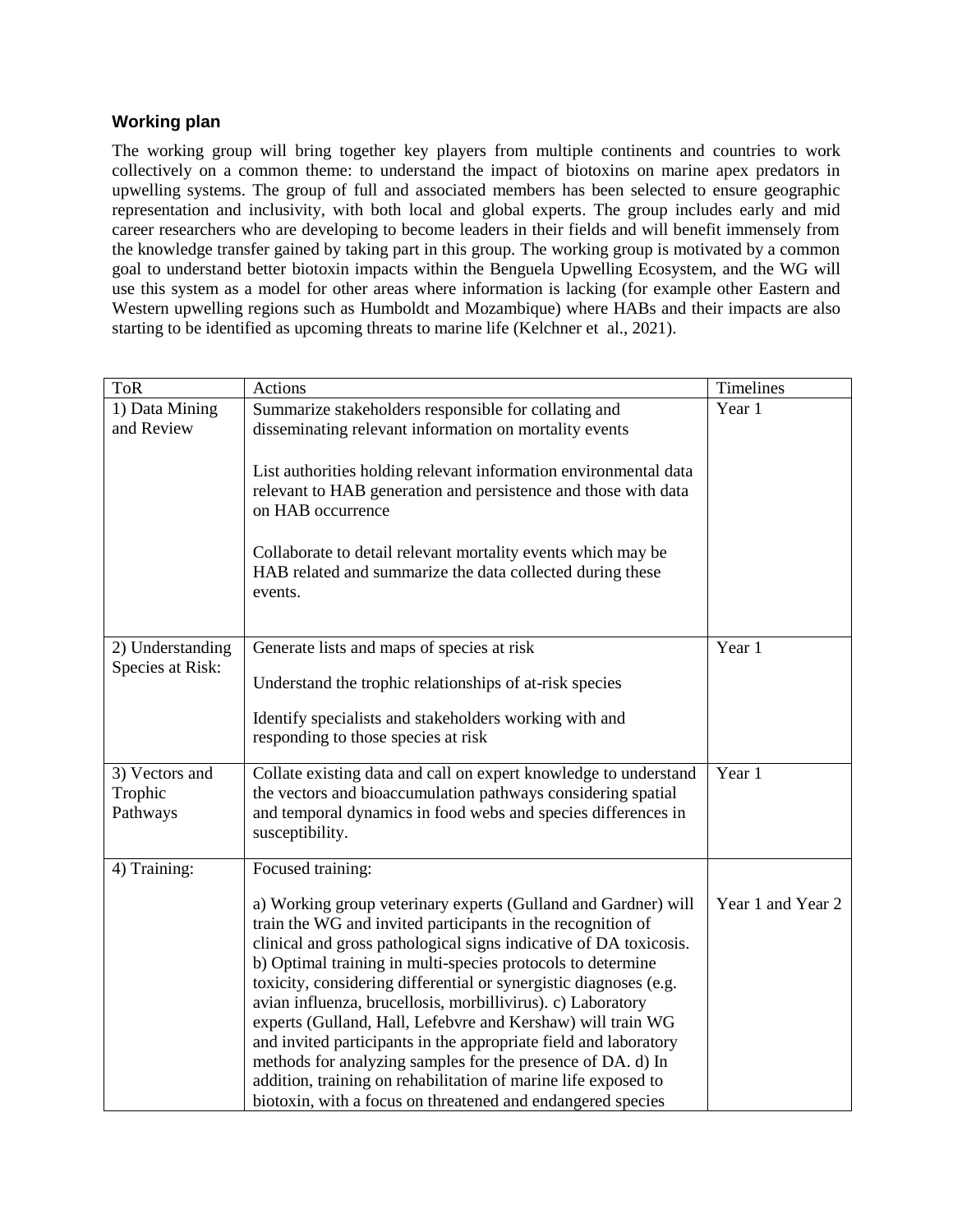### Working plan

The working group will bring together key players from multiple continents and countries to work collectively on a common theme: to understand the impact of biotoxins on marine apex predators in upwelling systems. The group of full and associated members has been selected to ensure geographic representation and inclusivity, with both local and global experts. The group includes early and mid career researchers who are developing to become leaders in their fields and will benefit immensely from the knowledge transfer gained by taking part in this group. The working group is motivated by a common goal to understand better biotoxin impacts within the Benguela Upwelling Ecosystem, and the WG will use this system as a model for other areas where information is lacking (for example other Eastern and Western upwelling regions such as Humboldt and Mozambique) where HABs and their impacts are also starting to be identified as upcoming threats to marine life (Kelchner et al., 2021).

| ToR | Actions | Timelines |
| --- | --- | --- |
| 1) Data Mining and Review | Summarize stakeholders responsible for collating and disseminating relevant information on mortality events<br><br>List authorities holding relevant information environmental data relevant to HAB generation and persistence and those with data on HAB occurrence<br><br>Collaborate to detail relevant mortality events which may be HAB related and summarize the data collected during these events. | Year 1 |
| 2) Understanding Species at Risk: | Generate lists and maps of species at risk<br><br>Understand the trophic relationships of at-risk species<br><br>Identify specialists and stakeholders working with and responding to those species at risk | Year 1 |
| 3) Vectors and Trophic Pathways | Collate existing data and call on expert knowledge to understand the vectors and bioaccumulation pathways considering spatial and temporal dynamics in food webs and species differences in susceptibility. | Year 1 |
| 4) Training: | Focused training:<br><br>a) Working group veterinary experts (Gulland and Gardner) will train the WG and invited participants in the recognition of clinical and gross pathological signs indicative of DA toxicosis. b) Optimal training in multi-species protocols to determine toxicity, considering differential or synergistic diagnoses (e.g. avian influenza, brucellosis, morbillivirus). c) Laboratory experts (Gulland, Hall, Lefebvre and Kershaw) will train WG and invited participants in the appropriate field and laboratory methods for analyzing samples for the presence of DA. d) In addition, training on rehabilitation of marine life exposed to biotoxin, with a focus on threatened and endangered species | Year 1 and Year 2 |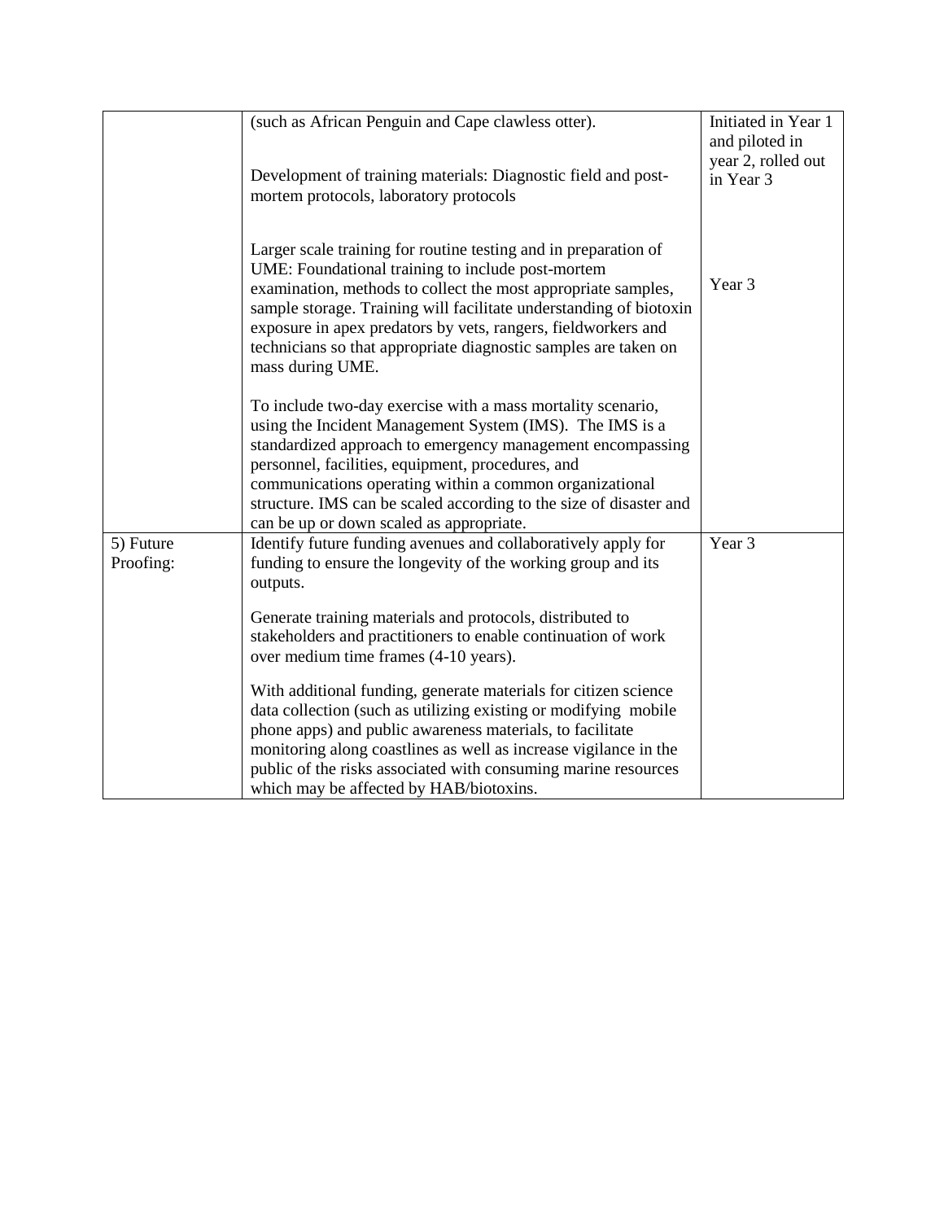| | | |
|---|---|---|
| | (such as African Penguin and Cape clawless otter).<br><br>Development of training materials: Diagnostic field and post-mortem protocols, laboratory protocols<br><br>Larger scale training for routine testing and in preparation of UME: Foundational training to include post-mortem examination, methods to collect the most appropriate samples, sample storage. Training will facilitate understanding of biotoxin exposure in apex predators by vets, rangers, fieldworkers and technicians so that appropriate diagnostic samples are taken on mass during UME.<br><br>To include two-day exercise with a mass mortality scenario, using the Incident Management System (IMS). The IMS is a standardized approach to emergency management encompassing personnel, facilities, equipment, procedures, and communications operating within a common organizational structure. IMS can be scaled according to the size of disaster and can be up or down scaled as appropriate. | Initiated in Year 1 and piloted in year 2, rolled out in Year 3<br><br>Year 3 |
| 5) Future Proofing: | Identify future funding avenues and collaboratively apply for funding to ensure the longevity of the working group and its outputs.<br><br>Generate training materials and protocols, distributed to stakeholders and practitioners to enable continuation of work over medium time frames (4-10 years).<br><br>With additional funding, generate materials for citizen science data collection (such as utilizing existing or modifying mobile phone apps) and public awareness materials, to facilitate monitoring along coastlines as well as increase vigilance in the public of the risks associated with consuming marine resources which may be affected by HAB/biotoxins. | Year 3 |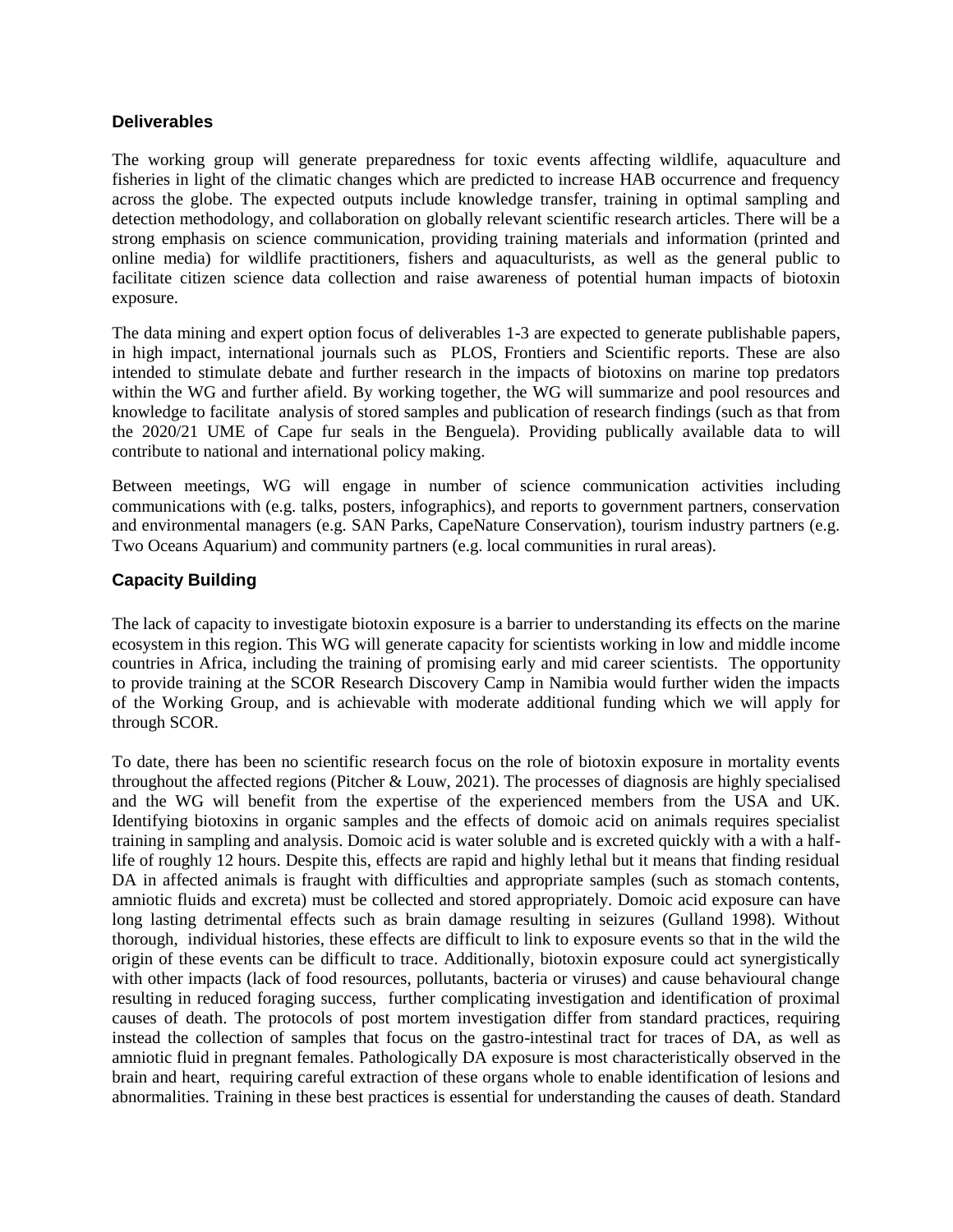### Deliverables

The working group will generate preparedness for toxic events affecting wildlife, aquaculture and fisheries in light of the climatic changes which are predicted to increase HAB occurrence and frequency across the globe. The expected outputs include knowledge transfer, training in optimal sampling and detection methodology, and collaboration on globally relevant scientific research articles. There will be a strong emphasis on science communication, providing training materials and information (printed and online media) for wildlife practitioners, fishers and aquaculturists, as well as the general public to facilitate citizen science data collection and raise awareness of potential human impacts of biotoxin exposure.

The data mining and expert option focus of deliverables 1-3 are expected to generate publishable papers, in high impact, international journals such as PLOS, Frontiers and Scientific reports. These are also intended to stimulate debate and further research in the impacts of biotoxins on marine top predators within the WG and further afield. By working together, the WG will summarize and pool resources and knowledge to facilitate analysis of stored samples and publication of research findings (such as that from the 2020/21 UME of Cape fur seals in the Benguela). Providing publically available data to will contribute to national and international policy making.

Between meetings, WG will engage in number of science communication activities including communications with (e.g. talks, posters, infographics), and reports to government partners, conservation and environmental managers (e.g. SAN Parks, CapeNature Conservation), tourism industry partners (e.g. Two Oceans Aquarium) and community partners (e.g. local communities in rural areas).

### Capacity Building

The lack of capacity to investigate biotoxin exposure is a barrier to understanding its effects on the marine ecosystem in this region. This WG will generate capacity for scientists working in low and middle income countries in Africa, including the training of promising early and mid career scientists. The opportunity to provide training at the SCOR Research Discovery Camp in Namibia would further widen the impacts of the Working Group, and is achievable with moderate additional funding which we will apply for through SCOR.

To date, there has been no scientific research focus on the role of biotoxin exposure in mortality events throughout the affected regions (Pitcher & Louw, 2021). The processes of diagnosis are highly specialised and the WG will benefit from the expertise of the experienced members from the USA and UK. Identifying biotoxins in organic samples and the effects of domoic acid on animals requires specialist training in sampling and analysis. Domoic acid is water soluble and is excreted quickly with a with a half-life of roughly 12 hours. Despite this, effects are rapid and highly lethal but it means that finding residual DA in affected animals is fraught with difficulties and appropriate samples (such as stomach contents, amniotic fluids and excreta) must be collected and stored appropriately. Domoic acid exposure can have long lasting detrimental effects such as brain damage resulting in seizures (Gulland 1998). Without thorough, individual histories, these effects are difficult to link to exposure events so that in the wild the origin of these events can be difficult to trace. Additionally, biotoxin exposure could act synergistically with other impacts (lack of food resources, pollutants, bacteria or viruses) and cause behavioural change resulting in reduced foraging success, further complicating investigation and identification of proximal causes of death. The protocols of post mortem investigation differ from standard practices, requiring instead the collection of samples that focus on the gastro-intestinal tract for traces of DA, as well as amniotic fluid in pregnant females. Pathologically DA exposure is most characteristically observed in the brain and heart, requiring careful extraction of these organs whole to enable identification of lesions and abnormalities. Training in these best practices is essential for understanding the causes of death. Standard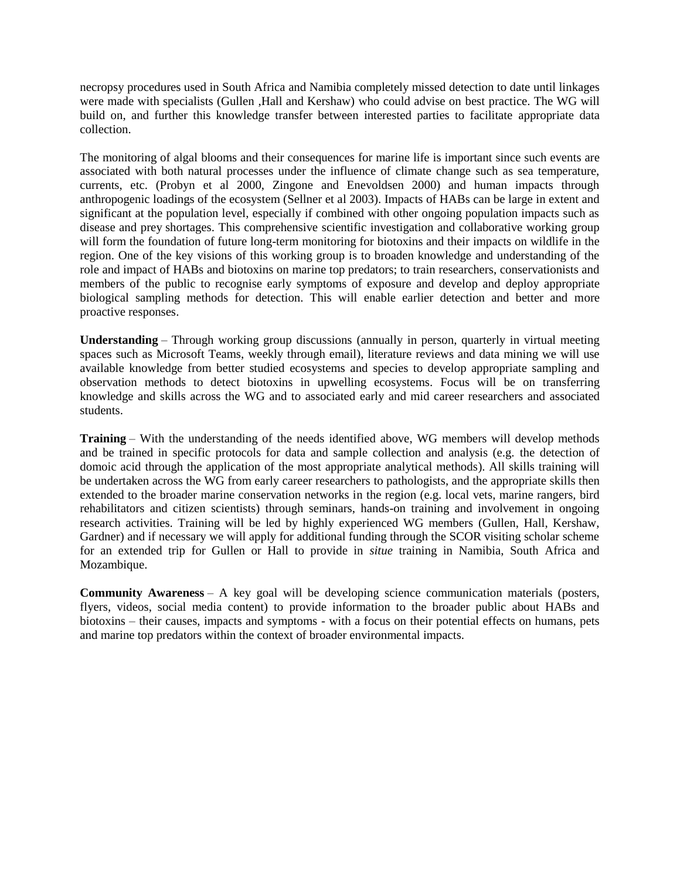necropsy procedures used in South Africa and Namibia completely missed detection to date until linkages were made with specialists (Gullen ,Hall and Kershaw) who could advise on best practice. The WG will build on, and further this knowledge transfer between interested parties to facilitate appropriate data collection.

The monitoring of algal blooms and their consequences for marine life is important since such events are associated with both natural processes under the influence of climate change such as sea temperature, currents, etc. (Probyn et al 2000, Zingone and Enevoldsen 2000) and human impacts through anthropogenic loadings of the ecosystem (Sellner et al 2003). Impacts of HABs can be large in extent and significant at the population level, especially if combined with other ongoing population impacts such as disease and prey shortages. This comprehensive scientific investigation and collaborative working group will form the foundation of future long-term monitoring for biotoxins and their impacts on wildlife in the region. One of the key visions of this working group is to broaden knowledge and understanding of the role and impact of HABs and biotoxins on marine top predators; to train researchers, conservationists and members of the public to recognise early symptoms of exposure and develop and deploy appropriate biological sampling methods for detection. This will enable earlier detection and better and more proactive responses.

**Understanding** – Through working group discussions (annually in person, quarterly in virtual meeting spaces such as Microsoft Teams, weekly through email), literature reviews and data mining we will use available knowledge from better studied ecosystems and species to develop appropriate sampling and observation methods to detect biotoxins in upwelling ecosystems. Focus will be on transferring knowledge and skills across the WG and to associated early and mid career researchers and associated students.

**Training** – With the understanding of the needs identified above, WG members will develop methods and be trained in specific protocols for data and sample collection and analysis (e.g. the detection of domoic acid through the application of the most appropriate analytical methods). All skills training will be undertaken across the WG from early career researchers to pathologists, and the appropriate skills then extended to the broader marine conservation networks in the region (e.g. local vets, marine rangers, bird rehabilitators and citizen scientists) through seminars, hands-on training and involvement in ongoing research activities. Training will be led by highly experienced WG members (Gullen, Hall, Kershaw, Gardner) and if necessary we will apply for additional funding through the SCOR visiting scholar scheme for an extended trip for Gullen or Hall to provide in *situe* training in Namibia, South Africa and Mozambique.

**Community Awareness** – A key goal will be developing science communication materials (posters, flyers, videos, social media content) to provide information to the broader public about HABs and biotoxins – their causes, impacts and symptoms - with a focus on their potential effects on humans, pets and marine top predators within the context of broader environmental impacts.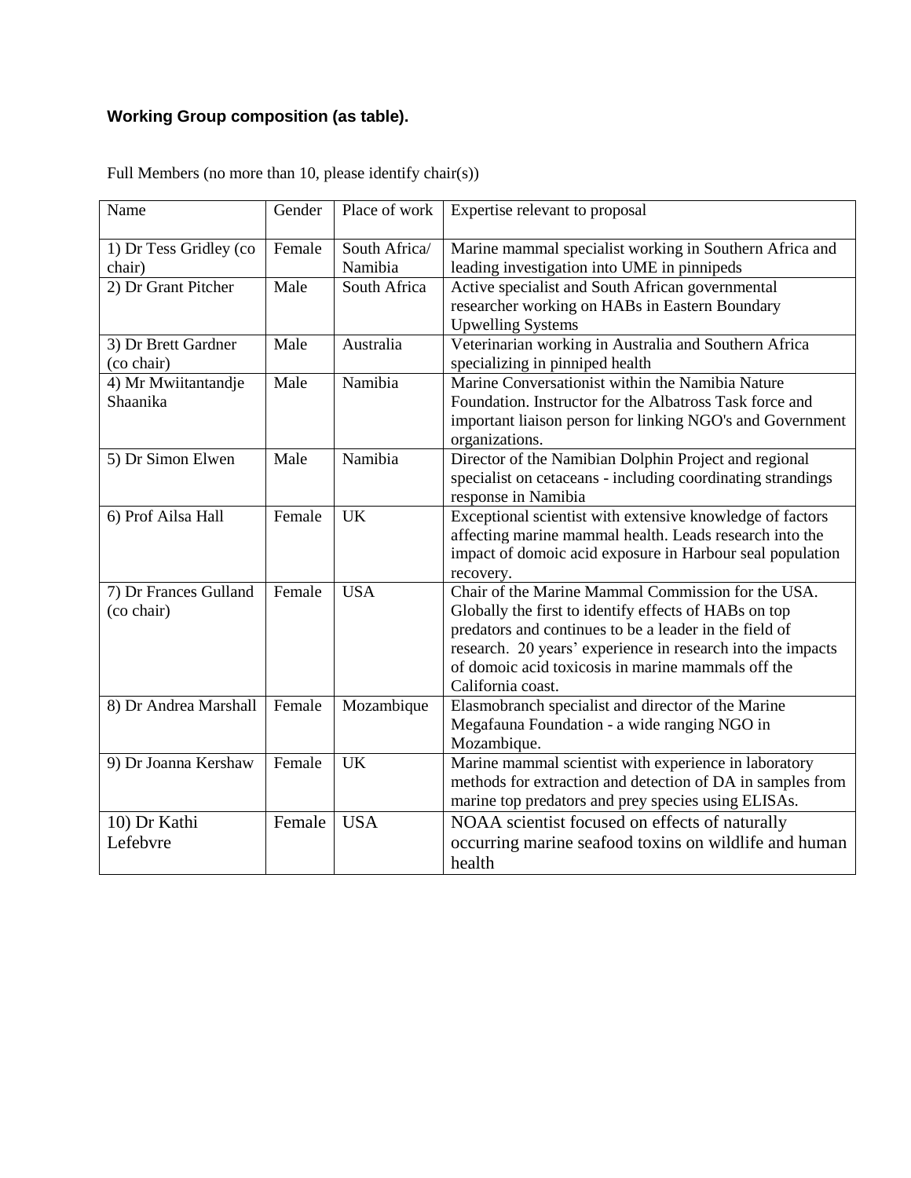**Working Group composition (as table).**

Full Members (no more than 10, please identify chair(s))

| Name | Gender | Place of work | Expertise relevant to proposal |
|---|---|---|---|
| 1) Dr Tess Gridley (co chair) | Female | South Africa/ Namibia | Marine mammal specialist working in Southern Africa and leading investigation into UME in pinnipeds |
| 2) Dr Grant Pitcher | Male | South Africa | Active specialist and South African governmental researcher working on HABs in Eastern Boundary Upwelling Systems |
| 3) Dr Brett Gardner (co chair) | Male | Australia | Veterinarian working in Australia and Southern Africa specializing in pinniped health |
| 4) Mr Mwiitantandje Shaanika | Male | Namibia | Marine Conversationist within the Namibia Nature Foundation. Instructor for the Albatross Task force and important liaison person for linking NGO's and Government organizations. |
| 5) Dr Simon Elwen | Male | Namibia | Director of the Namibian Dolphin Project and regional specialist on cetaceans - including coordinating strandings response in Namibia |
| 6) Prof Ailsa Hall | Female | UK | Exceptional scientist with extensive knowledge of factors affecting marine mammal health. Leads research into the impact of domoic acid exposure in Harbour seal population recovery. |
| 7) Dr Frances Gulland (co chair) | Female | USA | Chair of the Marine Mammal Commission for the USA. Globally the first to identify effects of HABs on top predators and continues to be a leader in the field of research. 20 years' experience in research into the impacts of domoic acid toxicosis in marine mammals off the California coast. |
| 8) Dr Andrea Marshall | Female | Mozambique | Elasmobranch specialist and director of the Marine Megafauna Foundation - a wide ranging NGO in Mozambique. |
| 9) Dr Joanna Kershaw | Female | UK | Marine mammal scientist with experience in laboratory methods for extraction and detection of DA in samples from marine top predators and prey species using ELISAs. |
| 10) Dr Kathi Lefebvre | Female | USA | NOAA scientist focused on effects of naturally occurring marine seafood toxins on wildlife and human health |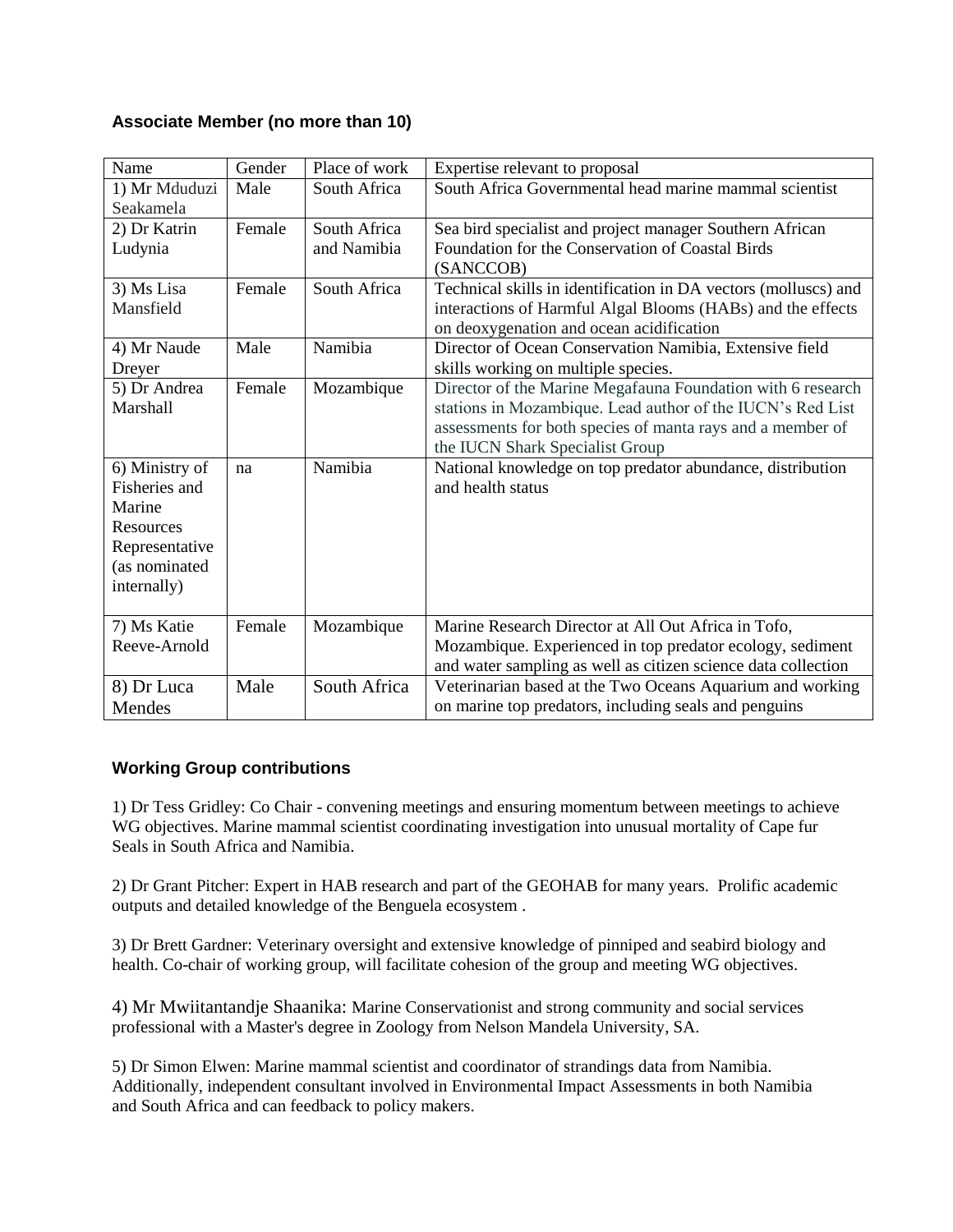### Associate Member (no more than 10)

| Name | Gender | Place of work | Expertise relevant to proposal |
|---|---|---|---|
| 1) Mr Mduduzi Seakamela | Male | South Africa | South Africa Governmental head marine mammal scientist |
| 2) Dr Katrin Ludynia | Female | South Africa and Namibia | Sea bird specialist and project manager Southern African Foundation for the Conservation of Coastal Birds (SANCCOB) |
| 3) Ms Lisa Mansfield | Female | South Africa | Technical skills in identification in DA vectors (molluscs) and interactions of Harmful Algal Blooms (HABs) and the effects on deoxygenation and ocean acidification |
| 4) Mr Naude Dreyer | Male | Namibia | Director of Ocean Conservation Namibia, Extensive field skills working on multiple species. |
| 5) Dr Andrea Marshall | Female | Mozambique | Director of the Marine Megafauna Foundation with 6 research stations in Mozambique. Lead author of the IUCN's Red List assessments for both species of manta rays and a member of the IUCN Shark Specialist Group |
| 6) Ministry of Fisheries and Marine Resources Representative (as nominated internally) | na | Namibia | National knowledge on top predator abundance, distribution and health status |
| 7) Ms Katie Reeve-Arnold | Female | Mozambique | Marine Research Director at All Out Africa in Tofo, Mozambique. Experienced in top predator ecology, sediment and water sampling as well as citizen science data collection |
| 8) Dr Luca Mendes | Male | South Africa | Veterinarian based at the Two Oceans Aquarium and working on marine top predators, including seals and penguins |

### Working Group contributions

1) Dr Tess Gridley: Co Chair - convening meetings and ensuring momentum between meetings to achieve WG objectives. Marine mammal scientist coordinating investigation into unusual mortality of Cape fur Seals in South Africa and Namibia.

2) Dr Grant Pitcher: Expert in HAB research and part of the GEOHAB for many years. Prolific academic outputs and detailed knowledge of the Benguela ecosystem .

3) Dr Brett Gardner: Veterinary oversight and extensive knowledge of pinniped and seabird biology and health. Co-chair of working group, will facilitate cohesion of the group and meeting WG objectives.

4) Mr Mwiitantandje Shaanika: Marine Conservationist and strong community and social services professional with a Master's degree in Zoology from Nelson Mandela University, SA.

5) Dr Simon Elwen: Marine mammal scientist and coordinator of strandings data from Namibia. Additionally, independent consultant involved in Environmental Impact Assessments in both Namibia and South Africa and can feedback to policy makers.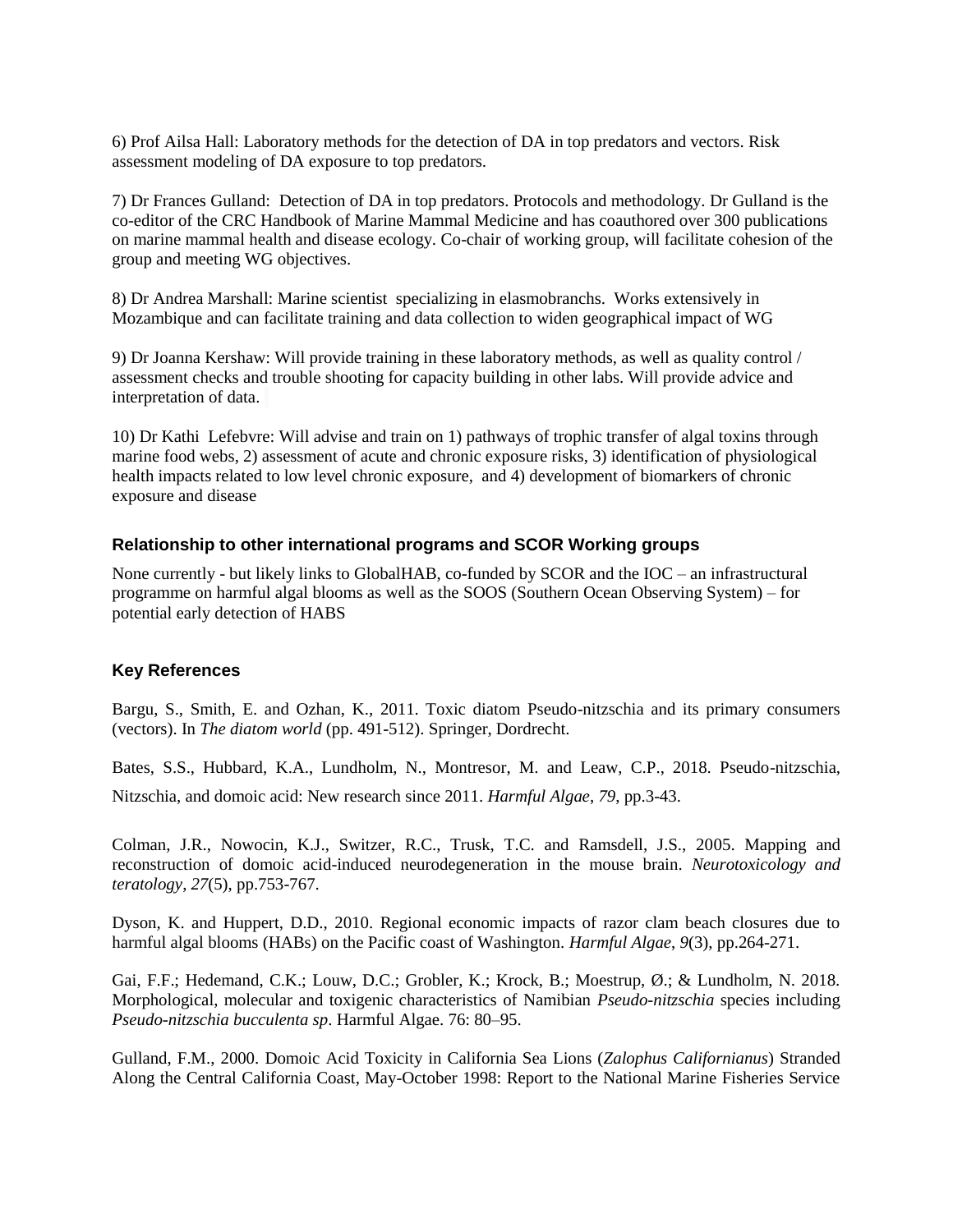6) Prof Ailsa Hall: Laboratory methods for the detection of DA in top predators and vectors. Risk assessment modeling of DA exposure to top predators.

7) Dr Frances Gulland: Detection of DA in top predators. Protocols and methodology. Dr Gulland is the co-editor of the CRC Handbook of Marine Mammal Medicine and has coauthored over 300 publications on marine mammal health and disease ecology. Co-chair of working group, will facilitate cohesion of the group and meeting WG objectives.

8) Dr Andrea Marshall: Marine scientist specializing in elasmobranchs. Works extensively in Mozambique and can facilitate training and data collection to widen geographical impact of WG

9) Dr Joanna Kershaw: Will provide training in these laboratory methods, as well as quality control / assessment checks and trouble shooting for capacity building in other labs. Will provide advice and interpretation of data.

10) Dr Kathi Lefebvre: Will advise and train on 1) pathways of trophic transfer of algal toxins through marine food webs, 2) assessment of acute and chronic exposure risks, 3) identification of physiological health impacts related to low level chronic exposure, and 4) development of biomarkers of chronic exposure and disease

### Relationship to other international programs and SCOR Working groups

None currently - but likely links to GlobalHAB, co-funded by SCOR and the IOC – an infrastructural programme on harmful algal blooms as well as the SOOS (Southern Ocean Observing System) – for potential early detection of HABS

### Key References

Bargu, S., Smith, E. and Ozhan, K., 2011. Toxic diatom Pseudo-nitzschia and its primary consumers (vectors). In *The diatom world* (pp. 491-512). Springer, Dordrecht.

Bates, S.S., Hubbard, K.A., Lundholm, N., Montresor, M. and Leaw, C.P., 2018. Pseudo-nitzschia, Nitzschia, and domoic acid: New research since 2011. *Harmful Algae*, *79*, pp.3-43.

Colman, J.R., Nowocin, K.J., Switzer, R.C., Trusk, T.C. and Ramsdell, J.S., 2005. Mapping and reconstruction of domoic acid-induced neurodegeneration in the mouse brain. *Neurotoxicology and teratology*, *27*(5), pp.753-767.

Dyson, K. and Huppert, D.D., 2010. Regional economic impacts of razor clam beach closures due to harmful algal blooms (HABs) on the Pacific coast of Washington. *Harmful Algae*, *9*(3), pp.264-271.

Gai, F.F.; Hedemand, C.K.; Louw, D.C.; Grobler, K.; Krock, B.; Moestrup, Ø.; & Lundholm, N. 2018. Morphological, molecular and toxigenic characteristics of Namibian *Pseudo-nitzschia* species including *Pseudo-nitzschia bucculenta sp*. Harmful Algae. 76: 80–95.

Gulland, F.M., 2000. Domoic Acid Toxicity in California Sea Lions (*Zalophus Californianus*) Stranded Along the Central California Coast, May-October 1998: Report to the National Marine Fisheries Service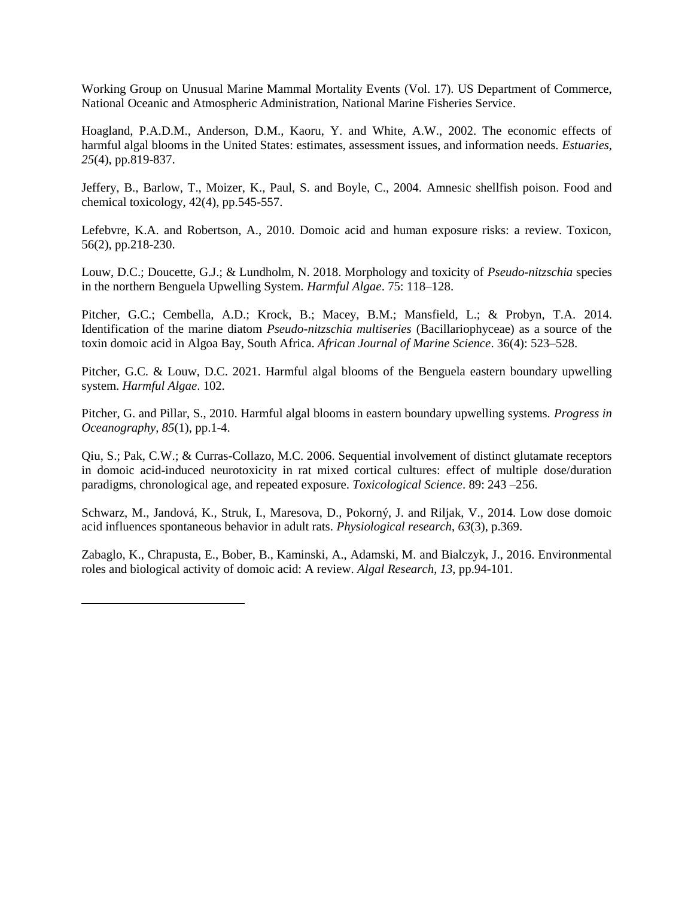Working Group on Unusual Marine Mammal Mortality Events (Vol. 17). US Department of Commerce, National Oceanic and Atmospheric Administration, National Marine Fisheries Service.

Hoagland, P.A.D.M., Anderson, D.M., Kaoru, Y. and White, A.W., 2002. The economic effects of harmful algal blooms in the United States: estimates, assessment issues, and information needs. *Estuaries*, *25*(4), pp.819-837.

Jeffery, B., Barlow, T., Moizer, K., Paul, S. and Boyle, C., 2004. Amnesic shellfish poison. Food and chemical toxicology, 42(4), pp.545-557.

Lefebvre, K.A. and Robertson, A., 2010. Domoic acid and human exposure risks: a review. Toxicon, 56(2), pp.218-230.

Louw, D.C.; Doucette, G.J.; & Lundholm, N. 2018. Morphology and toxicity of *Pseudo-nitzschia* species in the northern Benguela Upwelling System. *Harmful Algae*. 75: 118–128.

Pitcher, G.C.; Cembella, A.D.; Krock, B.; Macey, B.M.; Mansfield, L.; & Probyn, T.A. 2014. Identification of the marine diatom *Pseudo-nitzschia multiseries* (Bacillariophyceae) as a source of the toxin domoic acid in Algoa Bay, South Africa. *African Journal of Marine Science*. 36(4): 523–528.

Pitcher, G.C. & Louw, D.C. 2021. Harmful algal blooms of the Benguela eastern boundary upwelling system. *Harmful Algae*. 102.

Pitcher, G. and Pillar, S., 2010. Harmful algal blooms in eastern boundary upwelling systems. *Progress in Oceanography*, *85*(1), pp.1-4.

Qiu, S.; Pak, C.W.; & Curras-Collazo, M.C. 2006. Sequential involvement of distinct glutamate receptors in domoic acid-induced neurotoxicity in rat mixed cortical cultures: effect of multiple dose/duration paradigms, chronological age, and repeated exposure. *Toxicological Science*. 89: 243 –256.

Schwarz, M., Jandová, K., Struk, I., Maresova, D., Pokorný, J. and Riljak, V., 2014. Low dose domoic acid influences spontaneous behavior in adult rats. *Physiological research*, *63*(3), p.369.

Zabaglo, K., Chrapusta, E., Bober, B., Kaminski, A., Adamski, M. and Bialczyk, J., 2016. Environmental roles and biological activity of domoic acid: A review. *Algal Research*, *13*, pp.94-101.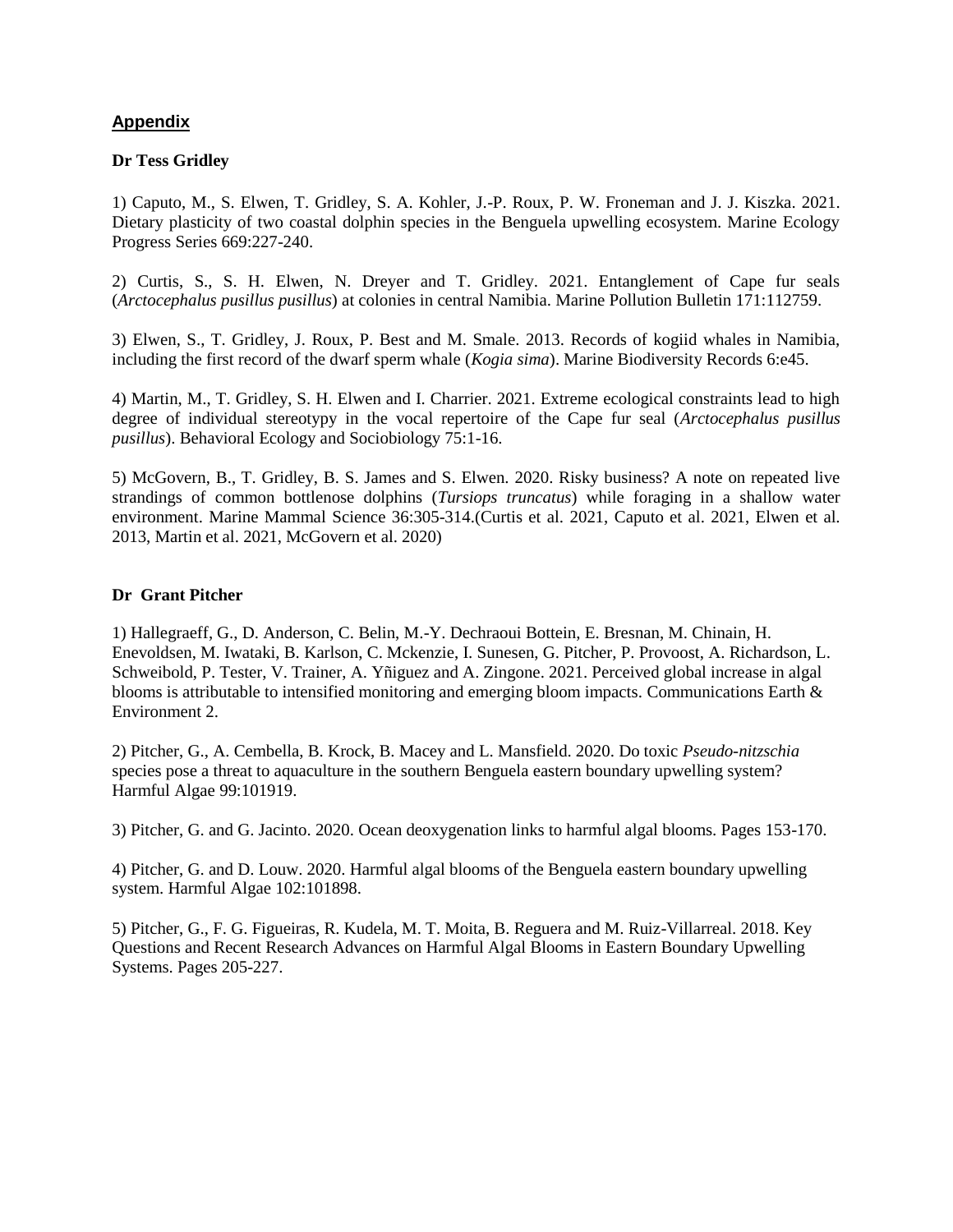## Appendix

### Dr Tess Gridley

1) Caputo, M., S. Elwen, T. Gridley, S. A. Kohler, J.-P. Roux, P. W. Froneman and J. J. Kiszka. 2021. Dietary plasticity of two coastal dolphin species in the Benguela upwelling ecosystem. Marine Ecology Progress Series 669:227-240.

2) Curtis, S., S. H. Elwen, N. Dreyer and T. Gridley. 2021. Entanglement of Cape fur seals (*Arctocephalus pusillus pusillus*) at colonies in central Namibia. Marine Pollution Bulletin 171:112759.

3) Elwen, S., T. Gridley, J. Roux, P. Best and M. Smale. 2013. Records of kogiid whales in Namibia, including the first record of the dwarf sperm whale (*Kogia sima*). Marine Biodiversity Records 6:e45.

4) Martin, M., T. Gridley, S. H. Elwen and I. Charrier. 2021. Extreme ecological constraints lead to high degree of individual stereotypy in the vocal repertoire of the Cape fur seal (*Arctocephalus pusillus pusillus*). Behavioral Ecology and Sociobiology 75:1-16.

5) McGovern, B., T. Gridley, B. S. James and S. Elwen. 2020. Risky business? A note on repeated live strandings of common bottlenose dolphins (*Tursiops truncatus*) while foraging in a shallow water environment. Marine Mammal Science 36:305-314.(Curtis et al. 2021, Caputo et al. 2021, Elwen et al. 2013, Martin et al. 2021, McGovern et al. 2020)

### Dr Grant Pitcher

1) Hallegraeff, G., D. Anderson, C. Belin, M.-Y. Dechraoui Bottein, E. Bresnan, M. Chinain, H. Enevoldsen, M. Iwataki, B. Karlson, C. Mckenzie, I. Sunesen, G. Pitcher, P. Provoost, A. Richardson, L. Schweibold, P. Tester, V. Trainer, A. Yñiguez and A. Zingone. 2021. Perceived global increase in algal blooms is attributable to intensified monitoring and emerging bloom impacts. Communications Earth & Environment 2.

2) Pitcher, G., A. Cembella, B. Krock, B. Macey and L. Mansfield. 2020. Do toxic *Pseudo-nitzschia* species pose a threat to aquaculture in the southern Benguela eastern boundary upwelling system? Harmful Algae 99:101919.

3) Pitcher, G. and G. Jacinto. 2020. Ocean deoxygenation links to harmful algal blooms. Pages 153-170.

4) Pitcher, G. and D. Louw. 2020. Harmful algal blooms of the Benguela eastern boundary upwelling system. Harmful Algae 102:101898.

5) Pitcher, G., F. G. Figueiras, R. Kudela, M. T. Moita, B. Reguera and M. Ruiz-Villarreal. 2018. Key Questions and Recent Research Advances on Harmful Algal Blooms in Eastern Boundary Upwelling Systems. Pages 205-227.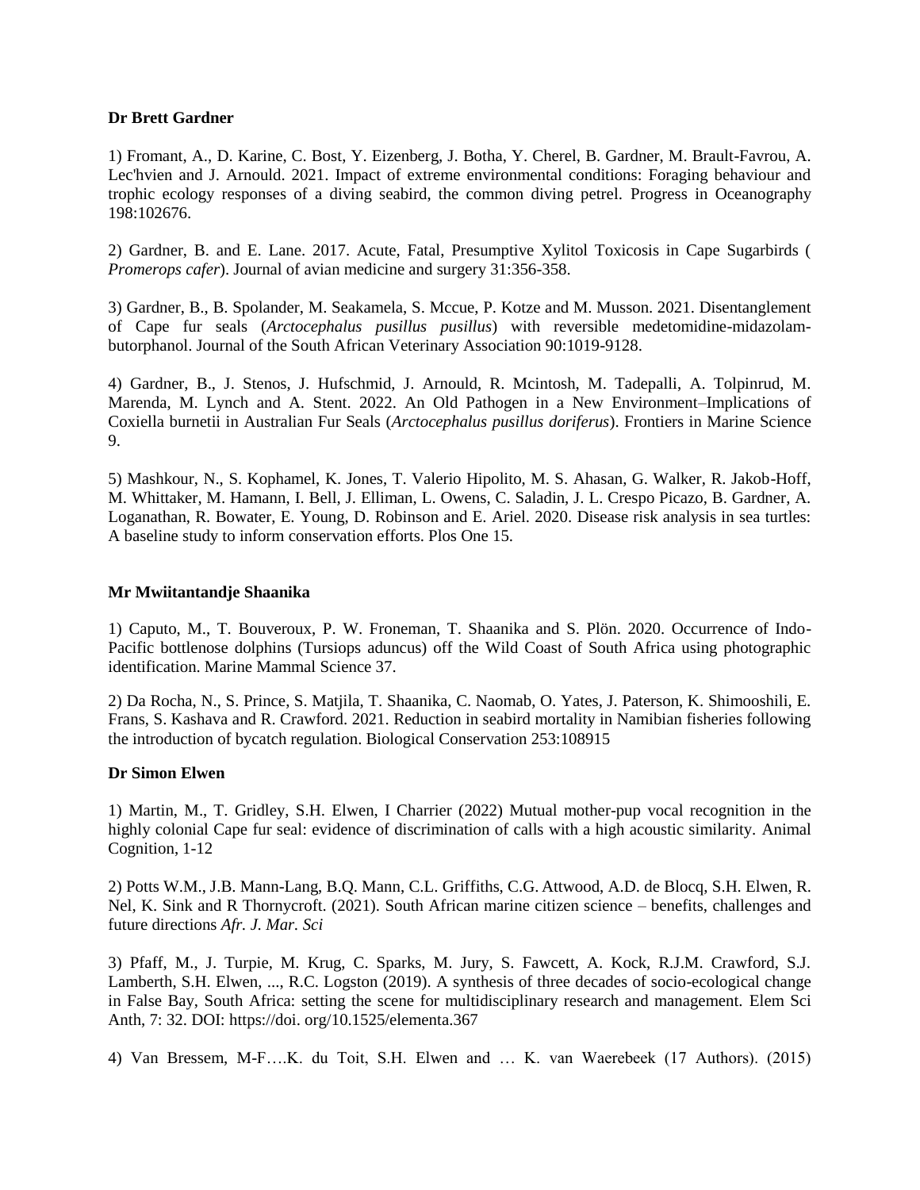**Dr Brett Gardner**

1) Fromant, A., D. Karine, C. Bost, Y. Eizenberg, J. Botha, Y. Cherel, B. Gardner, M. Brault-Favrou, A. Lec'hvien and J. Arnould. 2021. Impact of extreme environmental conditions: Foraging behaviour and trophic ecology responses of a diving seabird, the common diving petrel. Progress in Oceanography 198:102676.

2) Gardner, B. and E. Lane. 2017. Acute, Fatal, Presumptive Xylitol Toxicosis in Cape Sugarbirds ( *Promerops cafer*). Journal of avian medicine and surgery 31:356-358.

3) Gardner, B., B. Spolander, M. Seakamela, S. Mccue, P. Kotze and M. Musson. 2021. Disentanglement of Cape fur seals (*Arctocephalus pusillus pusillus*) with reversible medetomidine-midazolam-butorphanol. Journal of the South African Veterinary Association 90:1019-9128.

4) Gardner, B., J. Stenos, J. Hufschmid, J. Arnould, R. Mcintosh, M. Tadepalli, A. Tolpinrud, M. Marenda, M. Lynch and A. Stent. 2022. An Old Pathogen in a New Environment–Implications of Coxiella burnetii in Australian Fur Seals (*Arctocephalus pusillus doriferus*). Frontiers in Marine Science 9.

5) Mashkour, N., S. Kophamel, K. Jones, T. Valerio Hipolito, M. S. Ahasan, G. Walker, R. Jakob-Hoff, M. Whittaker, M. Hamann, I. Bell, J. Elliman, L. Owens, C. Saladin, J. L. Crespo Picazo, B. Gardner, A. Loganathan, R. Bowater, E. Young, D. Robinson and E. Ariel. 2020. Disease risk analysis in sea turtles: A baseline study to inform conservation efforts. Plos One 15.

**Mr Mwiitantandje Shaanika**

1) Caputo, M., T. Bouveroux, P. W. Froneman, T. Shaanika and S. Plön. 2020. Occurrence of Indo-Pacific bottlenose dolphins (Tursiops aduncus) off the Wild Coast of South Africa using photographic identification. Marine Mammal Science 37.

2) Da Rocha, N., S. Prince, S. Matjila, T. Shaanika, C. Naomab, O. Yates, J. Paterson, K. Shimooshili, E. Frans, S. Kashava and R. Crawford. 2021. Reduction in seabird mortality in Namibian fisheries following the introduction of bycatch regulation. Biological Conservation 253:108915

**Dr Simon Elwen**

1) Martin, M., T. Gridley, S.H. Elwen, I Charrier (2022) Mutual mother-pup vocal recognition in the highly colonial Cape fur seal: evidence of discrimination of calls with a high acoustic similarity. Animal Cognition, 1-12

2) Potts W.M., J.B. Mann-Lang, B.Q. Mann, C.L. Griffiths, C.G. Attwood, A.D. de Blocq, S.H. Elwen, R. Nel, K. Sink and R Thornycroft. (2021). South African marine citizen science – benefits, challenges and future directions *Afr. J. Mar. Sci*

3) Pfaff, M., J. Turpie, M. Krug, C. Sparks, M. Jury, S. Fawcett, A. Kock, R.J.M. Crawford, S.J. Lamberth, S.H. Elwen, ..., R.C. Logston (2019). A synthesis of three decades of socio-ecological change in False Bay, South Africa: setting the scene for multidisciplinary research and management. Elem Sci Anth, 7: 32. DOI: https://doi. org/10.1525/elementa.367

4) Van Bressem, M-F….K. du Toit, S.H. Elwen and … K. van Waerebeek (17 Authors). (2015)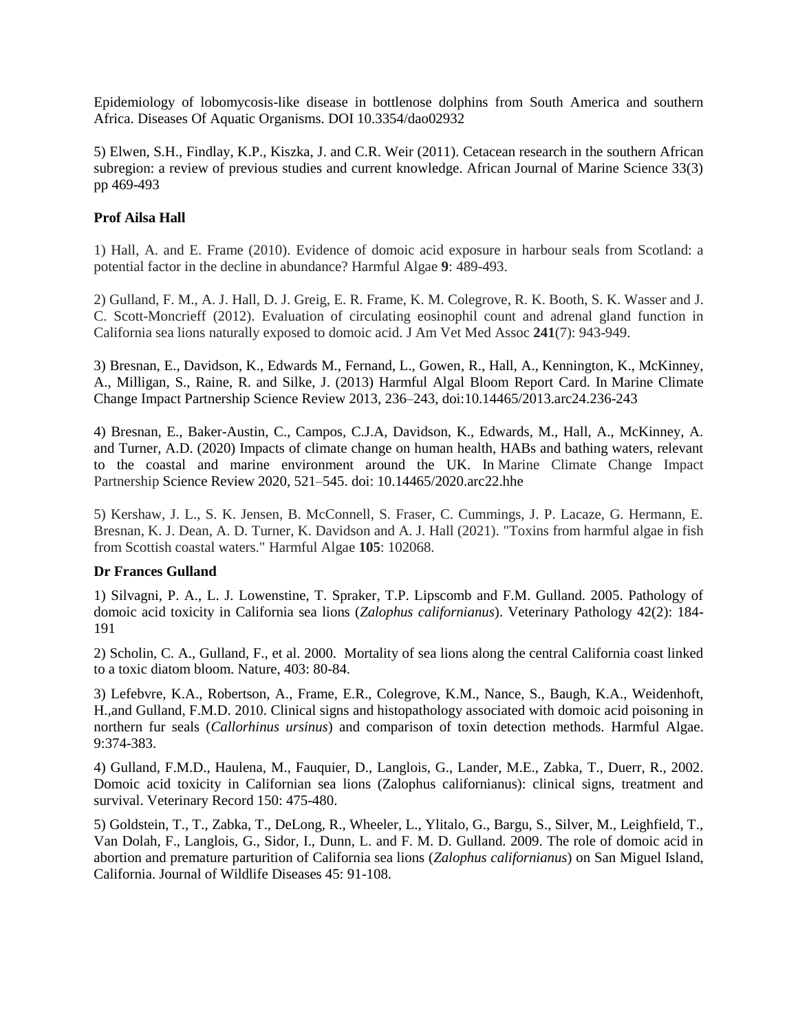Epidemiology of lobomycosis-like disease in bottlenose dolphins from South America and southern Africa. Diseases Of Aquatic Organisms. DOI 10.3354/dao02932

5) Elwen, S.H., Findlay, K.P., Kiszka, J. and C.R. Weir (2011). Cetacean research in the southern African subregion: a review of previous studies and current knowledge. African Journal of Marine Science 33(3) pp 469-493

**Prof Ailsa Hall**

1) Hall, A. and E. Frame (2010). Evidence of domoic acid exposure in harbour seals from Scotland: a potential factor in the decline in abundance? Harmful Algae **9**: 489-493.

2) Gulland, F. M., A. J. Hall, D. J. Greig, E. R. Frame, K. M. Colegrove, R. K. Booth, S. K. Wasser and J. C. Scott-Moncrieff (2012). Evaluation of circulating eosinophil count and adrenal gland function in California sea lions naturally exposed to domoic acid. J Am Vet Med Assoc **241**(7): 943-949.

3) Bresnan, E., Davidson, K., Edwards M., Fernand, L., Gowen, R., Hall, A., Kennington, K., McKinney, A., Milligan, S., Raine, R. and Silke, J. (2013) Harmful Algal Bloom Report Card. In Marine Climate Change Impact Partnership Science Review 2013, 236–243, doi:10.14465/2013.arc24.236-243

4) Bresnan, E., Baker-Austin, C., Campos, C.J.A, Davidson, K., Edwards, M., Hall, A., McKinney, A. and Turner, A.D. (2020) Impacts of climate change on human health, HABs and bathing waters, relevant to the coastal and marine environment around the UK. In Marine Climate Change Impact Partnership Science Review 2020, 521–545. doi: 10.14465/2020.arc22.hhe

5) Kershaw, J. L., S. K. Jensen, B. McConnell, S. Fraser, C. Cummings, J. P. Lacaze, G. Hermann, E. Bresnan, K. J. Dean, A. D. Turner, K. Davidson and A. J. Hall (2021). "Toxins from harmful algae in fish from Scottish coastal waters." Harmful Algae **105**: 102068.

**Dr Frances Gulland**

1) Silvagni, P. A., L. J. Lowenstine, T. Spraker, T.P. Lipscomb and F.M. Gulland. 2005. Pathology of domoic acid toxicity in California sea lions (*Zalophus californianus*). Veterinary Pathology 42(2): 184-191

2) Scholin, C. A., Gulland, F., et al. 2000. Mortality of sea lions along the central California coast linked to a toxic diatom bloom. Nature, 403: 80-84.

3) Lefebvre, K.A., Robertson, A., Frame, E.R., Colegrove, K.M., Nance, S., Baugh, K.A., Weidenhoft, H.,and Gulland, F.M.D. 2010. Clinical signs and histopathology associated with domoic acid poisoning in northern fur seals (*Callorhinus ursinus*) and comparison of toxin detection methods. Harmful Algae. 9:374-383.

4) Gulland, F.M.D., Haulena, M., Fauquier, D., Langlois, G., Lander, M.E., Zabka, T., Duerr, R., 2002. Domoic acid toxicity in Californian sea lions (Zalophus californianus): clinical signs, treatment and survival. Veterinary Record 150: 475-480.

5) Goldstein, T., T., Zabka, T., DeLong, R., Wheeler, L., Ylitalo, G., Bargu, S., Silver, M., Leighfield, T., Van Dolah, F., Langlois, G., Sidor, I., Dunn, L. and F. M. D. Gulland. 2009. The role of domoic acid in abortion and premature parturition of California sea lions (*Zalophus californianus*) on San Miguel Island, California. Journal of Wildlife Diseases 45: 91-108.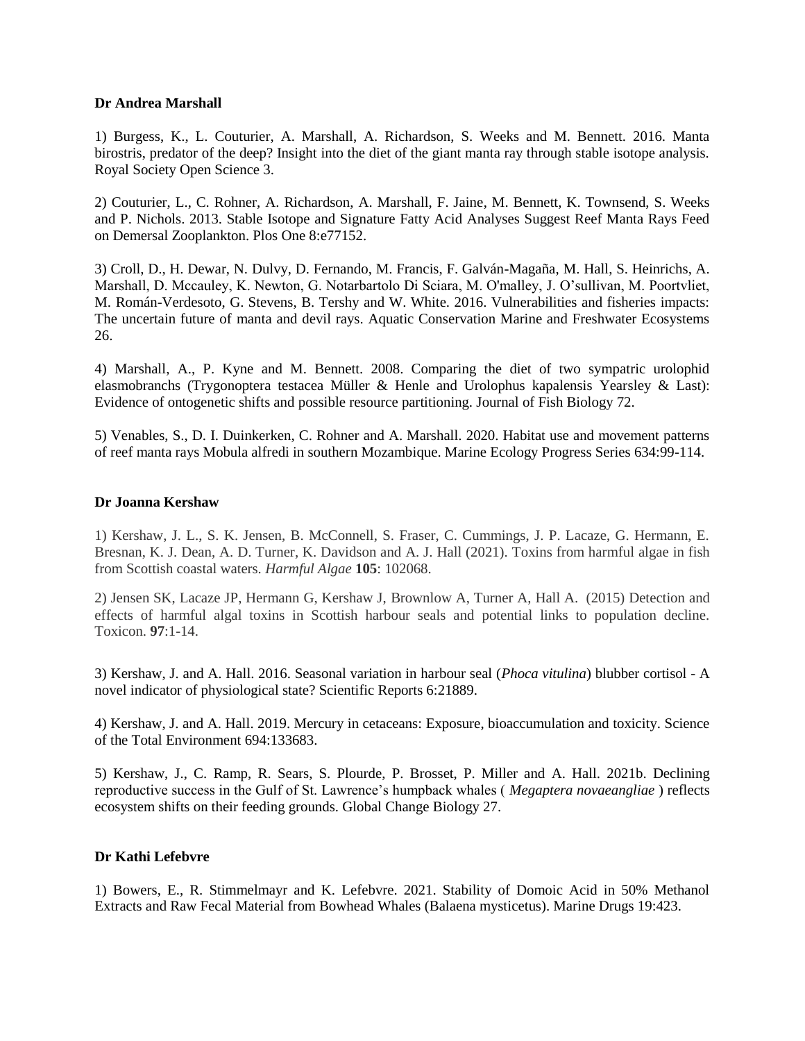**Dr Andrea Marshall**

1) Burgess, K., L. Couturier, A. Marshall, A. Richardson, S. Weeks and M. Bennett. 2016. Manta birostris, predator of the deep? Insight into the diet of the giant manta ray through stable isotope analysis. Royal Society Open Science 3.

2) Couturier, L., C. Rohner, A. Richardson, A. Marshall, F. Jaine, M. Bennett, K. Townsend, S. Weeks and P. Nichols. 2013. Stable Isotope and Signature Fatty Acid Analyses Suggest Reef Manta Rays Feed on Demersal Zooplankton. Plos One 8:e77152.

3) Croll, D., H. Dewar, N. Dulvy, D. Fernando, M. Francis, F. Galván-Magaña, M. Hall, S. Heinrichs, A. Marshall, D. Mccauley, K. Newton, G. Notarbartolo Di Sciara, M. O'malley, J. O'sullivan, M. Poortvliet, M. Román-Verdesoto, G. Stevens, B. Tershy and W. White. 2016. Vulnerabilities and fisheries impacts: The uncertain future of manta and devil rays. Aquatic Conservation Marine and Freshwater Ecosystems 26.

4) Marshall, A., P. Kyne and M. Bennett. 2008. Comparing the diet of two sympatric urolophid elasmobranchs (Trygonoptera testacea Müller & Henle and Urolophus kapalensis Yearsley & Last): Evidence of ontogenetic shifts and possible resource partitioning. Journal of Fish Biology 72.

5) Venables, S., D. I. Duinkerken, C. Rohner and A. Marshall. 2020. Habitat use and movement patterns of reef manta rays Mobula alfredi in southern Mozambique. Marine Ecology Progress Series 634:99-114.

**Dr Joanna Kershaw**

1) Kershaw, J. L., S. K. Jensen, B. McConnell, S. Fraser, C. Cummings, J. P. Lacaze, G. Hermann, E. Bresnan, K. J. Dean, A. D. Turner, K. Davidson and A. J. Hall (2021). Toxins from harmful algae in fish from Scottish coastal waters. *Harmful Algae* **105**: 102068.

2) Jensen SK, Lacaze JP, Hermann G, Kershaw J, Brownlow A, Turner A, Hall A. (2015) Detection and effects of harmful algal toxins in Scottish harbour seals and potential links to population decline. Toxicon. **97**:1-14.

3) Kershaw, J. and A. Hall. 2016. Seasonal variation in harbour seal (*Phoca vitulina*) blubber cortisol - A novel indicator of physiological state? Scientific Reports 6:21889.

4) Kershaw, J. and A. Hall. 2019. Mercury in cetaceans: Exposure, bioaccumulation and toxicity. Science of the Total Environment 694:133683.

5) Kershaw, J., C. Ramp, R. Sears, S. Plourde, P. Brosset, P. Miller and A. Hall. 2021b. Declining reproductive success in the Gulf of St. Lawrence's humpback whales ( *Megaptera novaeangliae* ) reflects ecosystem shifts on their feeding grounds. Global Change Biology 27.

**Dr Kathi Lefebvre**

1) Bowers, E., R. Stimmelmayr and K. Lefebvre. 2021. Stability of Domoic Acid in 50% Methanol Extracts and Raw Fecal Material from Bowhead Whales (Balaena mysticetus). Marine Drugs 19:423.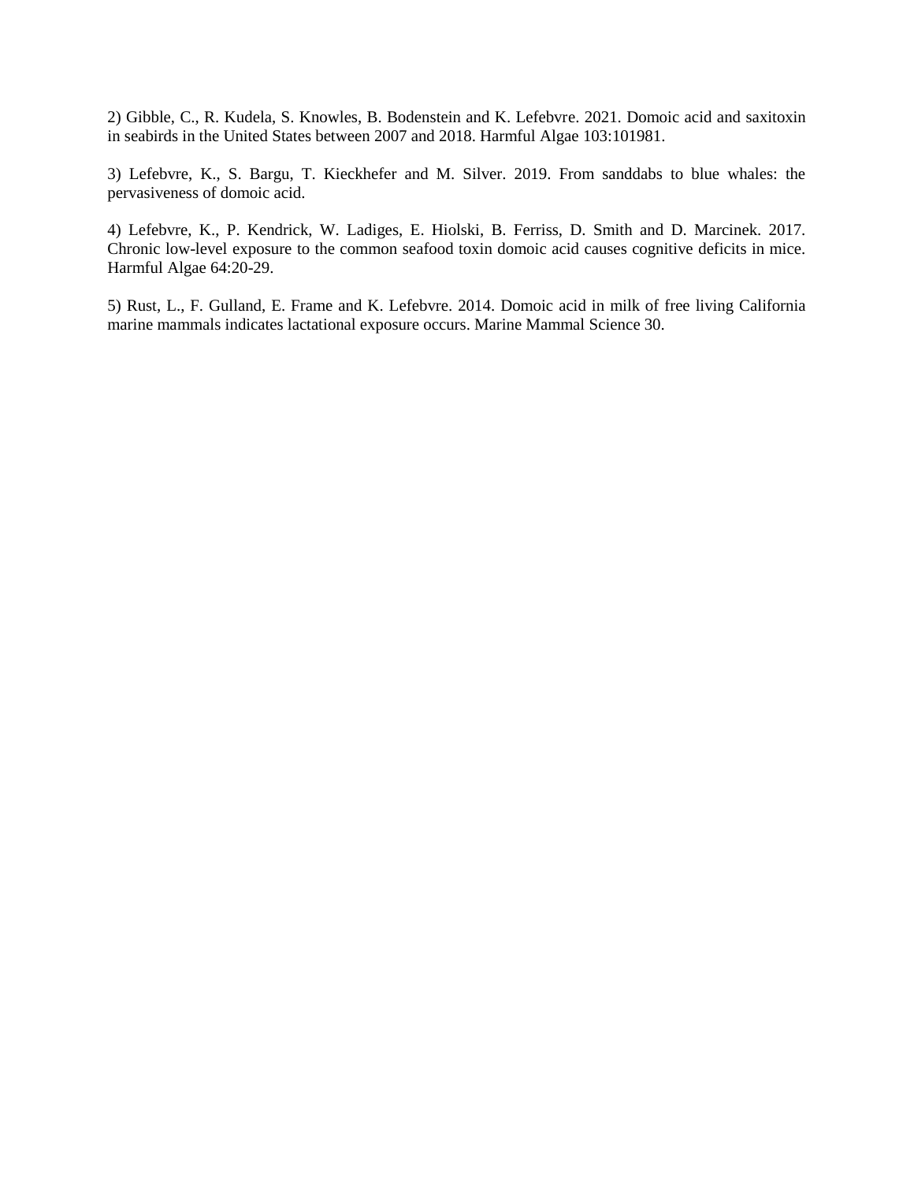2) Gibble, C., R. Kudela, S. Knowles, B. Bodenstein and K. Lefebvre. 2021. Domoic acid and saxitoxin in seabirds in the United States between 2007 and 2018. Harmful Algae 103:101981.

3) Lefebvre, K., S. Bargu, T. Kieckhefer and M. Silver. 2019. From sanddabs to blue whales: the pervasiveness of domoic acid.

4) Lefebvre, K., P. Kendrick, W. Ladiges, E. Hiolski, B. Ferriss, D. Smith and D. Marcinek. 2017. Chronic low-level exposure to the common seafood toxin domoic acid causes cognitive deficits in mice. Harmful Algae 64:20-29.

5) Rust, L., F. Gulland, E. Frame and K. Lefebvre. 2014. Domoic acid in milk of free living California marine mammals indicates lactational exposure occurs. Marine Mammal Science 30.